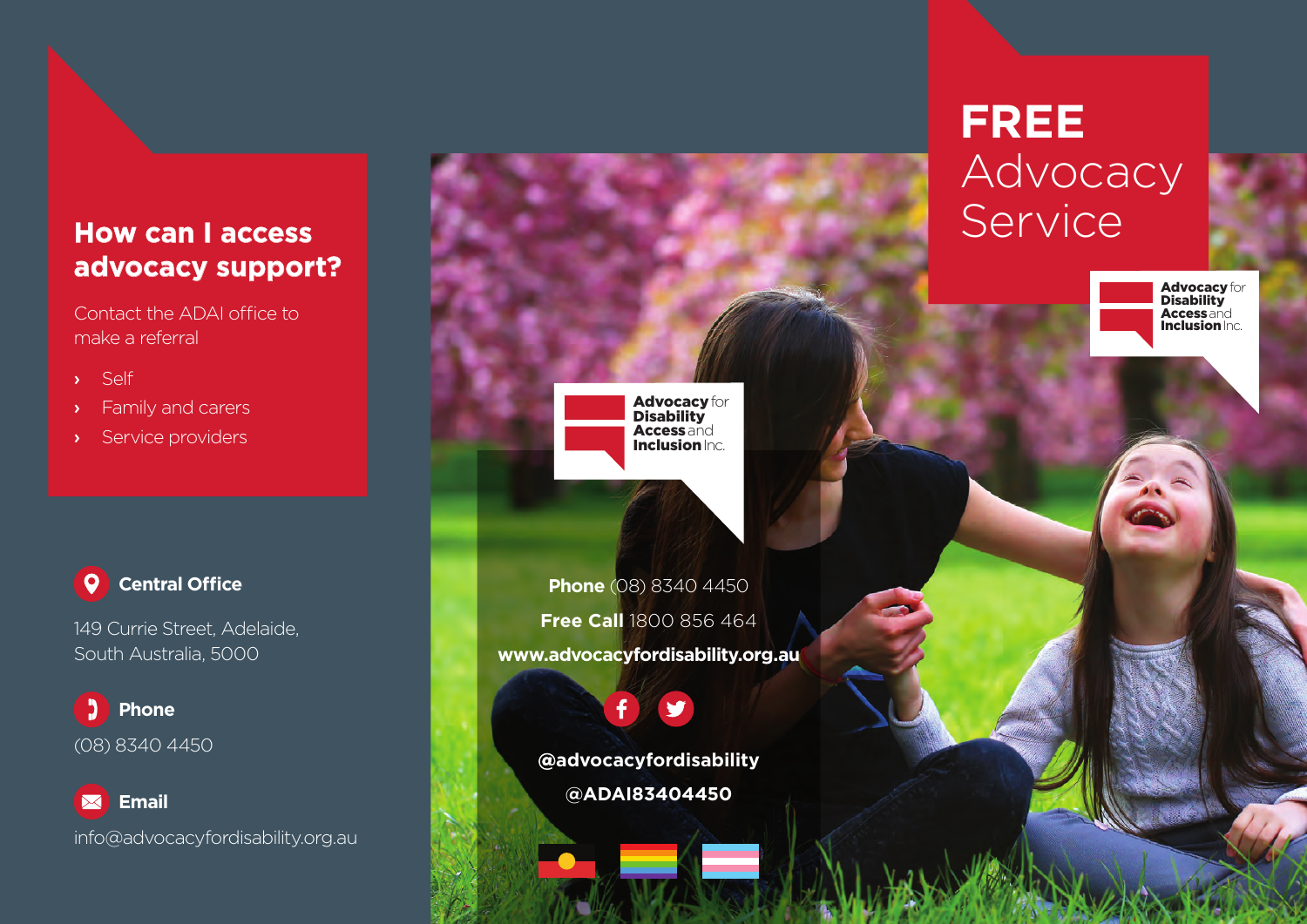## How can I access advocacy support?

Contact the ADAI office to make a referral

- Self
- Family and carers
- Service providers

**Central Office**

149 Currie Street, Adelaide, South Australia, 5000

**Phone**

(08) 8340 4450

**Email**

info@advocacyfordisability.org.au

**Advocacy** for **Disability Access** and **Inclusion** Inc.

**Phone** (08) 8340 4450

**Free Call** 1800 856 464

**www.advocacyfordisability.org.au**

**@advocacyfordisability**

**@ADAI83404450**

# FREE Advocacy Service

**Advocacy** for **Disability Access** and **Inclusion** Inc.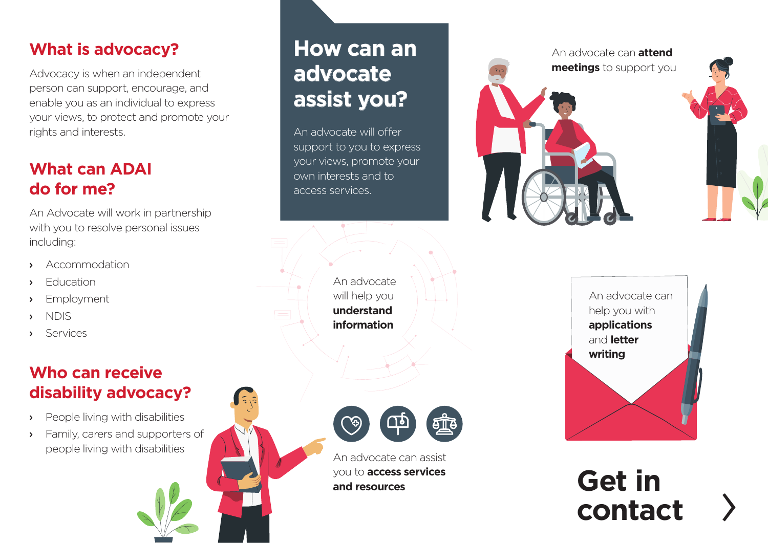## What is advocacy?

Advocacy is when an independent person can support, encourage, and enable you as an individual to express your views, to protect and promote your rights and interests.

## What can ADAI do for me?

An Advocate will work in partnership with you to resolve personal issues including:

- Accommodation
- Education
- Employment
- NDIS
- Services

## Who can receive disability advocacy?

- People living with disabilities
- Family, carers and supporters of people living with disabilities

# How can an advocate assist you?

An advocate will offer support to you to express your views, promote your own interests and to access services.

An advocate will help you **understand information**

An advocate can assist you to **access services and resources**

An advocate can **attend meetings** to support you

An advocate can help you with **applications** and **letter writing**

# Get in contact